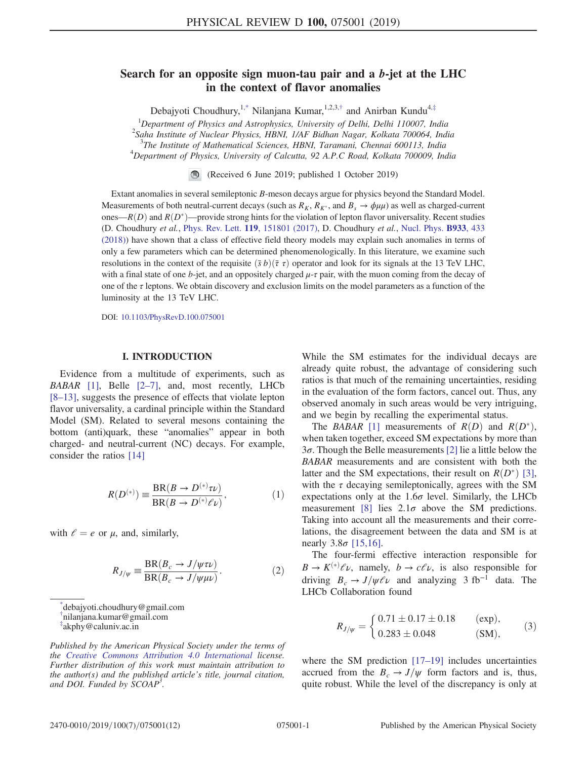# Search for an opposite sign muon-tau pair and a b-jet at the LHC in the context of flavor anomalies

Debajyoti Choudhury,[1,*] Nilanjana Kumar,[1,2,3,†] and Anirban Kundu[4,‡]

[1]Department of Physics and Astrophysics, University of Delhi, Delhi 110007, India
[2]Saha Institute of Nuclear Physics, HBNI, 1/AF Bidhan Nagar, Kolkata 700064, India
[3]The Institute of Mathematical Sciences, HBNI, Taramani, Chennai 600113, India
[4]Department of Physics, University of Calcutta, 92 A.P.C Road, Kolkata 700009, India

(Received 6 June 2019; published 1 October 2019)

Extant anomalies in several semileptonic $B$-meson decays argue for physics beyond the Standard Model. Measurements of both neutral-current decays (such as $R_K$, $R_{K^*}$, and $B_s \to \phi\mu\mu$) as well as charged-current ones—$R(D)$ and $R(D^*)$—provide strong hints for the violation of lepton flavor universality. Recent studies (D. Choudhury *et al.*, Phys. Rev. Lett. **119**, 151801 (2017), D. Choudhury *et al.*, Nucl. Phys. **B933**, 433 (2018)) have shown that a class of effective field theory models may explain such anomalies in terms of only a few parameters which can be determined phenomenologically. In this literature, we examine such resolutions in the context of the requisite $(\bar{s}\, b)(\bar{\tau}\, \tau)$ operator and look for its signals at the 13 TeV LHC, with a final state of one $b$-jet, and an oppositely charged $\mu$-$\tau$ pair, with the muon coming from the decay of one of the $\tau$ leptons. We obtain discovery and exclusion limits on the model parameters as a function of the luminosity at the 13 TeV LHC.

DOI: 10.1103/PhysRevD.100.075001

## I. INTRODUCTION

Evidence from a multitude of experiments, such as *BABAR* [1], Belle [2–7], and, most recently, LHCb [8–13], suggests the presence of effects that violate lepton flavor universality, a cardinal principle within the Standard Model (SM). Related to several mesons containing the bottom (anti)quark, these "anomalies" appear in both charged- and neutral-current (NC) decays. For example, consider the ratios [14]

$$R(D^{(*)}) \equiv \frac{\mathrm{BR}(B \to D^{(*)}\tau\nu)}{\mathrm{BR}(B \to D^{(*)}\ell\nu)}, \tag{1}$$

with $\ell = e$ or $\mu$, and, similarly,

$$R_{J/\psi} \equiv \frac{\mathrm{BR}(B_c \to J/\psi\tau\nu)}{\mathrm{BR}(B_c \to J/\psi\mu\nu)}. \tag{2}$$

While the SM estimates for the individual decays are already quite robust, the advantage of considering such ratios is that much of the remaining uncertainties, residing in the evaluation of the form factors, cancel out. Thus, any observed anomaly in such areas would be very intriguing, and we begin by recalling the experimental status.

The *BABAR* [1] measurements of $R(D)$ and $R(D^*)$, when taken together, exceed SM expectations by more than $3\sigma$. Though the Belle measurements [2] lie a little below the *BABAR* measurements and are consistent with both the latter and the SM expectations, their result on $R(D^*)$ [3], with the $\tau$ decaying semileptonically, agrees with the SM expectations only at the $1.6\sigma$ level. Similarly, the LHCb measurement [8] lies $2.1\sigma$ above the SM predictions. Taking into account all the measurements and their correlations, the disagreement between the data and SM is at nearly $3.8\sigma$ [15,16].

The four-fermi effective interaction responsible for $B \to K^{(*)}\ell\nu$, namely, $b \to c\ell\nu$, is also responsible for driving $B_c \to J/\psi\ell\nu$ and analyzing 3 fb$^{-1}$ data. The LHCb Collaboration found

$$R_{J/\psi} = \begin{cases} 0.71 \pm 0.17 \pm 0.18 & \text{(exp)}, \\ 0.283 \pm 0.048 & \text{(SM)}, \end{cases} \tag{3}$$

where the SM prediction [17–19] includes uncertainties accrued from the $B_c \to J/\psi$ form factors and is, thus, quite robust. While the level of the discrepancy is only at

---

*debajyoti.choudhury@gmail.com
†nilanjana.kumar@gmail.com
‡akphy@caluniv.ac.in

*Published by the American Physical Society under the terms of the Creative Commons Attribution 4.0 International license. Further distribution of this work must maintain attribution to the author(s) and the published article's title, journal citation, and DOI. Funded by SCOAP*[3].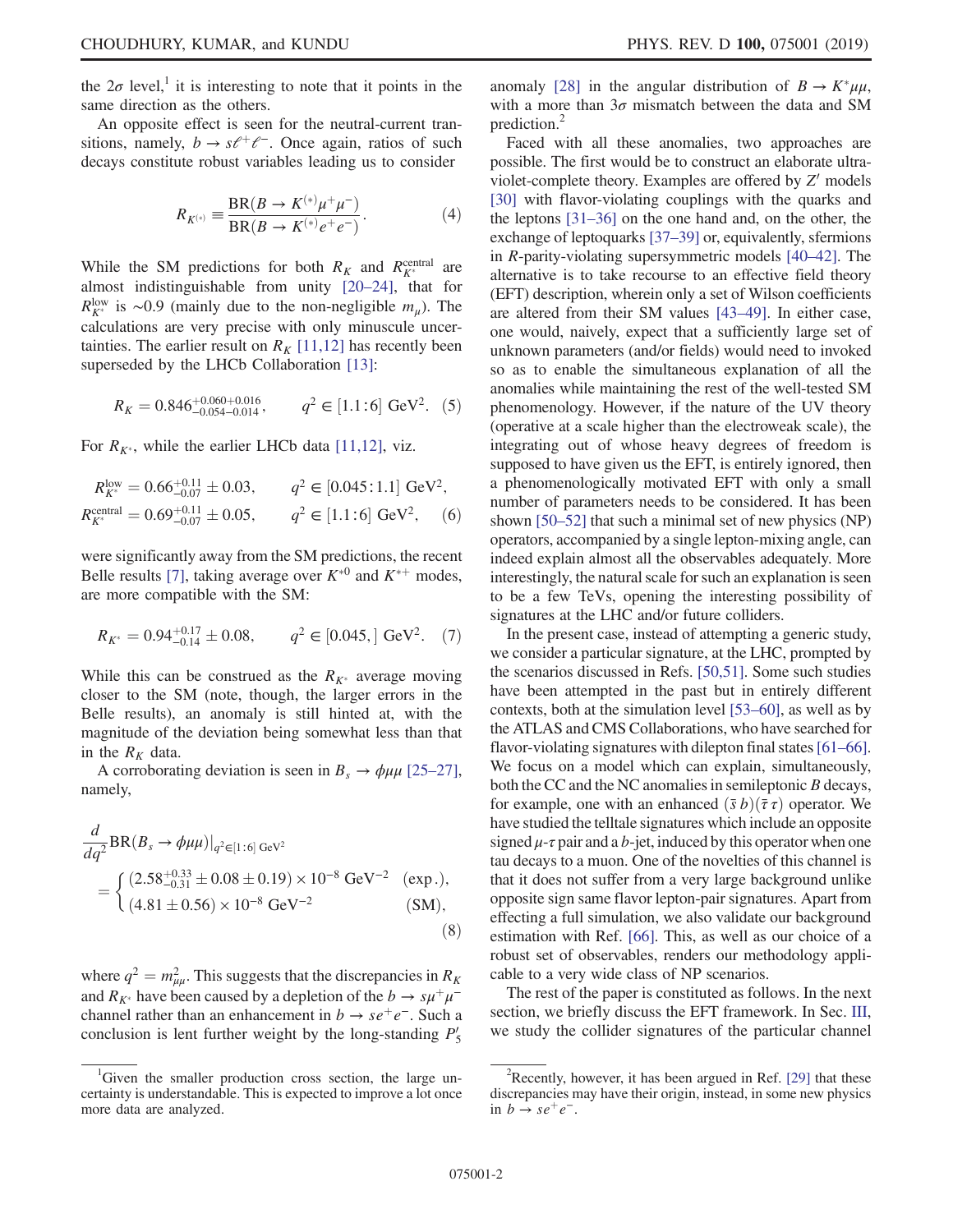the $2\sigma$ level,[1] it is interesting to note that it points in the same direction as the others.

An opposite effect is seen for the neutral-current transitions, namely, $b \to s\ell^+\ell^-$. Once again, ratios of such decays constitute robust variables leading us to consider

$$R_{K^{(*)}} \equiv \frac{\mathrm{BR}(B \to K^{(*)}\mu^+\mu^-)}{\mathrm{BR}(B \to K^{(*)}e^+e^-)}. \tag{4}$$

While the SM predictions for both $R_K$ and $R_{K^*}^{\rm central}$ are almost indistinguishable from unity [20–24], that for $R_{K^*}^{\rm low}$ is $\sim 0.9$ (mainly due to the non-negligible $m_\mu$). The calculations are very precise with only minuscule uncertainties. The earlier result on $R_K$ [11,12] has recently been superseded by the LHCb Collaboration [13]:

$$R_K = 0.846^{+0.060+0.016}_{-0.054-0.014}, \qquad q^2 \in [1.1:6]\ \mathrm{GeV}^2. \tag{5}$$

For $R_{K^*}$, while the earlier LHCb data [11,12], viz.

$$\begin{aligned} R_{K^*}^{\rm low} &= 0.66^{+0.11}_{-0.07} \pm 0.03, \qquad q^2 \in [0.045:1.1]\ \mathrm{GeV}^2, \\ R_{K^*}^{\rm central} &= 0.69^{+0.11}_{-0.07} \pm 0.05, \qquad q^2 \in [1.1:6]\ \mathrm{GeV}^2, \end{aligned} \tag{6}$$

were significantly away from the SM predictions, the recent Belle results [7], taking average over $K^{*0}$ and $K^{*+}$ modes, are more compatible with the SM:

$$R_{K^*} = 0.94^{+0.17}_{-0.14} \pm 0.08, \qquad q^2 \in [0.045,]\ \mathrm{GeV}^2. \tag{7}$$

While this can be construed as the $R_{K^*}$ average moving closer to the SM (note, though, the larger errors in the Belle results), an anomaly is still hinted at, with the magnitude of the deviation being somewhat less than that in the $R_K$ data.

A corroborating deviation is seen in $B_s \to \phi\mu\mu$ [25–27], namely,

$$\begin{aligned} &\frac{d}{dq^2}\mathrm{BR}(B_s \to \phi\mu\mu)|_{q^2\in[1:6]\ \mathrm{GeV}^2} \\ &= \begin{cases} (2.58^{+0.33}_{-0.31} \pm 0.08 \pm 0.19) \times 10^{-8}\ \mathrm{GeV}^{-2} & (\mathrm{exp.}), \\ (4.81 \pm 0.56) \times 10^{-8}\ \mathrm{GeV}^{-2} & (\mathrm{SM}), \end{cases} \end{aligned} \tag{8}$$

where $q^2 = m_{\mu\mu}^2$. This suggests that the discrepancies in $R_K$ and $R_{K^*}$ have been caused by a depletion of the $b \to s\mu^+\mu^-$ channel rather than an enhancement in $b \to se^+e^-$. Such a conclusion is lent further weight by the long-standing $P_5'$ anomaly [28] in the angular distribution of $B \to K^*\mu\mu$, with a more than $3\sigma$ mismatch between the data and SM prediction.[2]

Faced with all these anomalies, two approaches are possible. The first would be to construct an elaborate ultraviolet-complete theory. Examples are offered by $Z'$ models [30] with flavor-violating couplings with the quarks and the leptons [31–36] on the one hand and, on the other, the exchange of leptoquarks [37–39] or, equivalently, sfermions in $R$-parity-violating supersymmetric models [40–42]. The alternative is to take recourse to an effective field theory (EFT) description, wherein only a set of Wilson coefficients are altered from their SM values [43–49]. In either case, one would, naively, expect that a sufficiently large set of unknown parameters (and/or fields) would need to be invoked so as to enable the simultaneous explanation of all the anomalies while maintaining the rest of the well-tested SM phenomenology. However, if the nature of the UV theory (operative at a scale higher than the electroweak scale), the integrating out of whose heavy degrees of freedom is supposed to have given us the EFT, is entirely ignored, then a phenomenologically motivated EFT with only a small number of parameters needs to be considered. It has been shown [50–52] that such a minimal set of new physics (NP) operators, accompanied by a single lepton-mixing angle, can indeed explain almost all the observables adequately. More interestingly, the natural scale for such an explanation is seen to be a few TeVs, opening the interesting possibility of signatures at the LHC and/or future colliders.

In the present case, instead of attempting a generic study, we consider a particular signature, at the LHC, prompted by the scenarios discussed in Refs. [50,51]. Some such studies have been attempted in the past but in entirely different contexts, both at the simulation level [53–60], as well as by the ATLAS and CMS Collaborations, who have searched for flavor-violating signatures with dilepton final states [61–66]. We focus on a model which can explain, simultaneously, both the CC and the NC anomalies in semileptonic $B$ decays, for example, one with an enhanced $(\bar{s}\,b)(\bar{\tau}\,\tau)$ operator. We have studied the telltale signatures which include an opposite signed $\mu$-$\tau$ pair and a $b$-jet, induced by this operator when one tau decays to a muon. One of the novelties of this channel is that it does not suffer from a very large background unlike opposite sign same flavor lepton-pair signatures. Apart from effecting a full simulation, we also validate our background estimation with Ref. [66]. This, as well as our choice of a robust set of observables, renders our methodology applicable to a very wide class of NP scenarios.

The rest of the paper is constituted as follows. In the next section, we briefly discuss the EFT framework. In Sec. III, we study the collider signatures of the particular channel

---

[1] Given the smaller production cross section, the large uncertainty is understandable. This is expected to improve a lot once more data are analyzed.

[2] Recently, however, it has been argued in Ref. [29] that these discrepancies may have their origin, instead, in some new physics in $b \to se^+e^-$.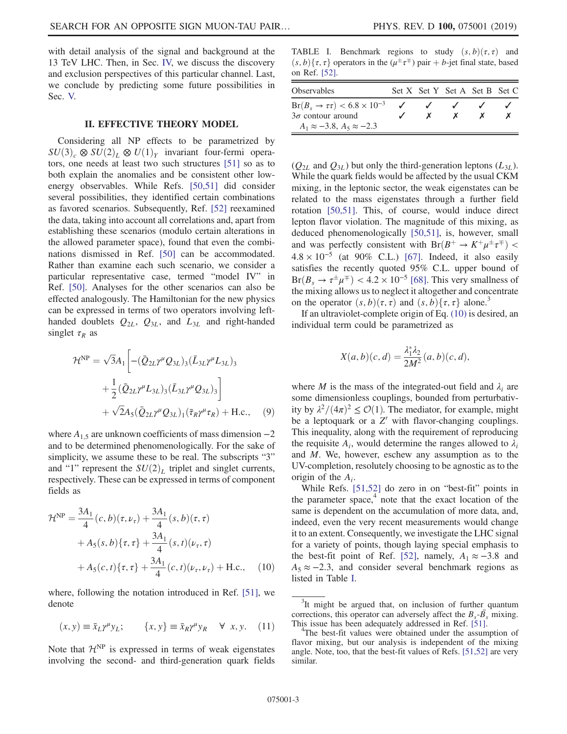with detail analysis of the signal and background at the 13 TeV LHC. Then, in Sec. IV, we discuss the discovery and exclusion perspectives of this particular channel. Last, we conclude by predicting some future possibilities in Sec. V.

## II. EFFECTIVE THEORY MODEL

Considering all NP effects to be parametrized by $SU(3)_c \otimes SU(2)_L \otimes U(1)_Y$ invariant four-fermi operators, one needs at least two such structures [51] so as to both explain the anomalies and be consistent other low-energy observables. While Refs. [50,51] did consider several possibilities, they identified certain combinations as favored scenarios. Subsequently, Ref. [52] reexamined the data, taking into account all correlations and, apart from establishing these scenarios (modulo certain alterations in the allowed parameter space), found that even the combinations dismissed in Ref. [50] can be accommodated. Rather than examine each such scenario, we consider a particular representative case, termed "model IV" in Ref. [50]. Analyses for the other scenarios can also be effected analogously. The Hamiltonian for the new physics can be expressed in terms of two operators involving left-handed doublets $Q_{2L}$, $Q_{3L}$, and $L_{3L}$ and right-handed singlet $\tau_R$ as

$$
\mathcal{H}^{\rm NP} = \sqrt{3}A_1\bigg[-(\bar{Q}_{2L}\gamma^\mu Q_{3L})_3(\bar{L}_{3L}\gamma^\mu L_{3L})_3 + \frac{1}{2}(\bar{Q}_{2L}\gamma^\mu L_{3L})_3(\bar{L}_{3L}\gamma^\mu Q_{3L})_3\bigg] + \sqrt{2}A_5(\bar{Q}_{2L}\gamma^\mu Q_{3L})_1(\bar{\tau}_R\gamma^\mu\tau_R) + \text{H.c.}, \quad (9)
$$

where $A_{1,5}$ are unknown coefficients of mass dimension $-2$ and to be determined phenomenologically. For the sake of simplicity, we assume these to be real. The subscripts "3" and "1" represent the $SU(2)_L$ triplet and singlet currents, respectively. These can be expressed in terms of component fields as

$$
\mathcal{H}^{\rm NP} = \frac{3A_1}{4}(c,b)(\tau,\nu_\tau) + \frac{3A_1}{4}(s,b)(\tau,\tau) + A_5(s,b)\{\tau,\tau\} + \frac{3A_1}{4}(s,t)(\nu_\tau,\tau) + A_5(c,t)\{\tau,\tau\} + \frac{3A_1}{4}(c,t)(\nu_\tau,\nu_\tau) + \text{H.c.}, \quad (10)
$$

where, following the notation introduced in Ref. [51], we denote

$$
(x,y) \equiv \bar{x}_L\gamma^\mu y_L; \qquad \{x,y\} \equiv \bar{x}_R\gamma^\mu y_R \quad \forall\ x,y. \quad (11)
$$

Note that $\mathcal{H}^{\rm NP}$ is expressed in terms of weak eigenstates involving the second- and third-generation quark fields ($Q_{2L}$ and $Q_{3L}$) but only the third-generation leptons ($L_{3L}$). While the quark fields would be affected by the usual CKM mixing, in the leptonic sector, the weak eigenstates can be related to the mass eigenstates through a further field rotation [50,51]. This, of course, would induce direct lepton flavor violation. The magnitude of this mixing, as deduced phenomenologically [50,51], is, however, small and was perfectly consistent with $\text{Br}(B^+ \to K^+\mu^\pm\tau^\mp) < 4.8 \times 10^{-5}$ (at 90% C.L.) [67]. Indeed, it also easily satisfies the recently quoted 95% C.L. upper bound of $\text{Br}(B_s \to \tau^\pm\mu^\mp) < 4.2 \times 10^{-5}$ [68]. This very smallness of the mixing allows us to neglect it altogether and concentrate on the operator $(s,b)(\tau,\tau)$ and $(s,b)\{\tau,\tau\}$ alone.[3]

If an ultraviolet-complete origin of Eq. (10) is desired, an individual term could be parametrized as

$$
X(a,b)(c,d) = \frac{\lambda_1^*\lambda_2}{2M^2}(a,b)(c,d),
$$

where $M$ is the mass of the integrated-out field and $\lambda_i$ are some dimensionless couplings, bounded from perturbativity by $\lambda^2/(4\pi)^2 \le \mathcal{O}(1)$. The mediator, for example, might be a leptoquark or a $Z'$ with flavor-changing couplings. This inequality, along with the requirement of reproducing the requisite $A_i$, would determine the ranges allowed to $\lambda_i$ and $M$. We, however, eschew any assumption as to the UV-completion, resolutely choosing to be agnostic as to the origin of the $A_i$.

While Refs. [51,52] do zero in on "best-fit" points in the parameter space,[4] note that the exact location of the same is dependent on the accumulation of more data, and, indeed, even the very recent measurements would change it to an extent. Consequently, we investigate the LHC signal for a variety of points, though laying special emphasis to the best-fit point of Ref. [52], namely, $A_1 \approx -3.8$ and $A_5 \approx -2.3$, and consider several benchmark regions as listed in Table I.

TABLE I. Benchmark regions to study $(s,b)(\tau,\tau)$ and $(s,b)\{\tau,\tau\}$ operators in the $(\mu^\pm\tau^\mp)$ pair + $b$-jet final state, based on Ref. [52].

| Observables | Set X | Set Y | Set A | Set B | Set C |
|---|---|---|---|---|---|
| $\text{Br}(B_s \to \tau\tau) < 6.8 \times 10^{-3}$ | ✓ | ✓ | ✓ | ✓ | ✓ |
| $3\sigma$ contour around $A_1 \approx -3.8$, $A_5 \approx -2.3$ | ✓ | ✗ | ✗ | ✗ | ✗ |

[3] It might be argued that, on inclusion of further quantum corrections, this operator can adversely affect the $B_s$-$\bar{B}_s$ mixing. This issue has been adequately addressed in Ref. [51].

[4] The best-fit values were obtained under the assumption of flavor mixing, but our analysis is independent of the mixing angle. Note, too, that the best-fit values of Refs. [51,52] are very similar.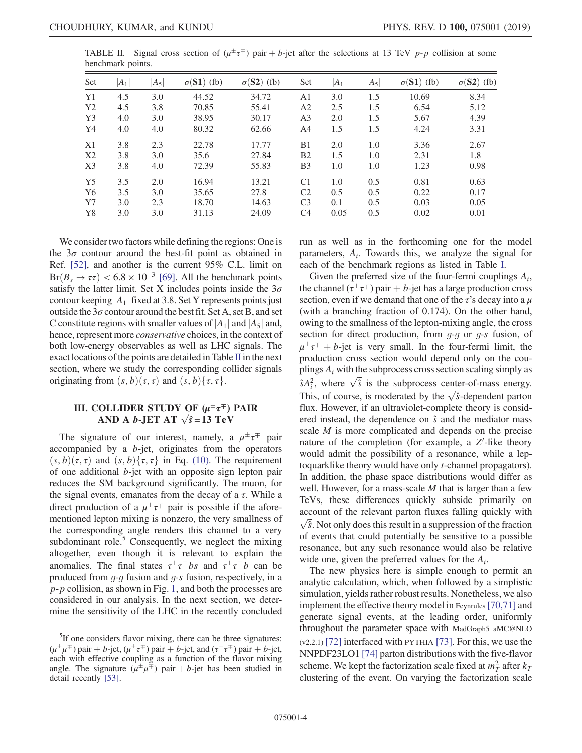TABLE II. Signal cross section of ($\mu^\pm\tau^\mp$) pair + $b$-jet after the selections at 13 TeV $p$-$p$ collision at some benchmark points.

| Set | $\lvert A_1\rvert$ | $\lvert A_5\rvert$ | $\sigma(\mathbf{S1})$ (fb) | $\sigma(\mathbf{S2})$ (fb) | Set | $\lvert A_1\rvert$ | $\lvert A_5\rvert$ | $\sigma(\mathbf{S1})$ (fb) | $\sigma(\mathbf{S2})$ (fb) |
|---|---|---|---|---|---|---|---|---|---|
| Y1 | 4.5 | 3.0 | 44.52 | 34.72 | A1 | 3.0 | 1.5 | 10.69 | 8.34 |
| Y2 | 4.5 | 3.8 | 70.85 | 55.41 | A2 | 2.5 | 1.5 | 6.54 | 5.12 |
| Y3 | 4.0 | 3.0 | 38.95 | 30.17 | A3 | 2.0 | 1.5 | 5.67 | 4.39 |
| Y4 | 4.0 | 4.0 | 80.32 | 62.66 | A4 | 1.5 | 1.5 | 4.24 | 3.31 |
| X1 | 3.8 | 2.3 | 22.78 | 17.77 | B1 | 2.0 | 1.0 | 3.36 | 2.67 |
| X2 | 3.8 | 3.0 | 35.6 | 27.84 | B2 | 1.5 | 1.0 | 2.31 | 1.8 |
| X3 | 3.8 | 4.0 | 72.39 | 55.83 | B3 | 1.0 | 1.0 | 1.23 | 0.98 |
| Y5 | 3.5 | 2.0 | 16.94 | 13.21 | C1 | 1.0 | 0.5 | 0.81 | 0.63 |
| Y6 | 3.5 | 3.0 | 35.65 | 27.8 | C2 | 0.5 | 0.5 | 0.22 | 0.17 |
| Y7 | 3.0 | 2.3 | 18.70 | 14.63 | C3 | 0.1 | 0.5 | 0.03 | 0.05 |
| Y8 | 3.0 | 3.0 | 31.13 | 24.09 | C4 | 0.05 | 0.5 | 0.02 | 0.01 |

We consider two factors while defining the regions: One is the $3\sigma$ contour around the best-fit point as obtained in Ref. [52], and another is the current 95% C.L. limit on $\mathrm{Br}(B_s \to \tau\tau) < 6.8 \times 10^{-3}$ [69]. All the benchmark points satisfy the latter limit. Set X includes points inside the $3\sigma$ contour keeping $|A_1|$ fixed at 3.8. Set Y represents points just outside the $3\sigma$ contour around the best fit. Set A, set B, and set C constitute regions with smaller values of $|A_1|$ and $|A_5|$ and, hence, represent more *conservative* choices, in the context of both low-energy observables as well as LHC signals. The exact locations of the points are detailed in Table II in the next section, where we study the corresponding collider signals originating from $(s,b)(\tau,\tau)$ and $(s,b)\{\tau,\tau\}$.

## III. COLLIDER STUDY OF ($\mu^\pm\tau^\mp$) PAIR AND A $b$-JET AT $\sqrt{\hat{s}} = 13$ TeV

The signature of our interest, namely, a $\mu^\pm\tau^\mp$ pair accompanied by a $b$-jet, originates from the operators $(s,b)(\tau,\tau)$ and $(s,b)\{\tau,\tau\}$ in Eq. (10). The requirement of one additional $b$-jet with an opposite sign lepton pair reduces the SM background significantly. The muon, for the signal events, emanates from the decay of a $\tau$. While a direct production of a $\mu^\pm\tau^\mp$ pair is possible if the aforementioned lepton mixing is nonzero, the very smallness of the corresponding angle renders this channel to a very subdominant role.[5] Consequently, we neglect the mixing altogether, even though it is relevant to explain the anomalies. The final states $\tau^\pm\tau^\mp bs$ and $\tau^\pm\tau^\mp b$ can be produced from $g$-$g$ fusion and $g$-$s$ fusion, respectively, in a $p$-$p$ collision, as shown in Fig. 1, and both the processes are considered in our analysis. In the next section, we determine the sensitivity of the LHC in the recently concluded run as well as in the forthcoming one for the model parameters, $A_i$. Towards this, we analyze the signal for each of the benchmark regions as listed in Table I.

Given the preferred size of the four-fermi couplings $A_i$, the channel ($\tau^\pm\tau^\mp$) pair + $b$-jet has a large production cross section, even if we demand that one of the $\tau$'s decay into a $\mu$ (with a branching fraction of 0.174). On the other hand, owing to the smallness of the lepton-mixing angle, the cross section for direct production, from $g$-$g$ or $g$-$s$ fusion, of $\mu^\pm\tau^\mp + b$-jet is very small. In the four-fermi limit, the production cross section would depend only on the couplings $A_i$ with the subprocess cross section scaling simply as $\hat{s}A_i^2$, where $\sqrt{\hat{s}}$ is the subprocess center-of-mass energy. This, of course, is moderated by the $\sqrt{\hat{s}}$-dependent parton flux. However, if an ultraviolet-complete theory is considered instead, the dependence on $\hat{s}$ and the mediator mass scale $M$ is more complicated and depends on the precise nature of the completion (for example, a $Z'$-like theory would admit the possibility of a resonance, while a leptoquarklike theory would have only $t$-channel propagators). In addition, the phase space distributions would differ as well. However, for a mass-scale $M$ that is larger than a few TeVs, these differences quickly subside primarily on account of the relevant parton fluxes falling quickly with $\sqrt{\hat{s}}$. Not only does this result in a suppression of the fraction of events that could potentially be sensitive to a possible resonance, but any such resonance would also be relative wide one, given the preferred values for the $A_i$.

The new physics here is simple enough to permit an analytic calculation, which, when followed by a simplistic simulation, yields rather robust results. Nonetheless, we also implement the effective theory model in Feynrules [70,71] and generate signal events, at the leading order, uniformly throughout the parameter space with MadGraph5_aMC@NLO (v2.2.1) [72] interfaced with PYTHIA [73]. For this, we use the NNPDF23LO1 [74] parton distributions with the five-flavor scheme. We kept the factorization scale fixed at $m_T^2$ after $k_T$ clustering of the event. On varying the factorization scale

[5] If one considers flavor mixing, there can be three signatures: ($\mu^\pm\mu^\mp$) pair + $b$-jet, ($\mu^\pm\tau^\mp$) pair + $b$-jet, and ($\tau^\pm\tau^\mp$) pair + $b$-jet, each with effective coupling as a function of the flavor mixing angle. The signature ($\mu^\pm\mu^\mp$) pair + $b$-jet has been studied in detail recently [53].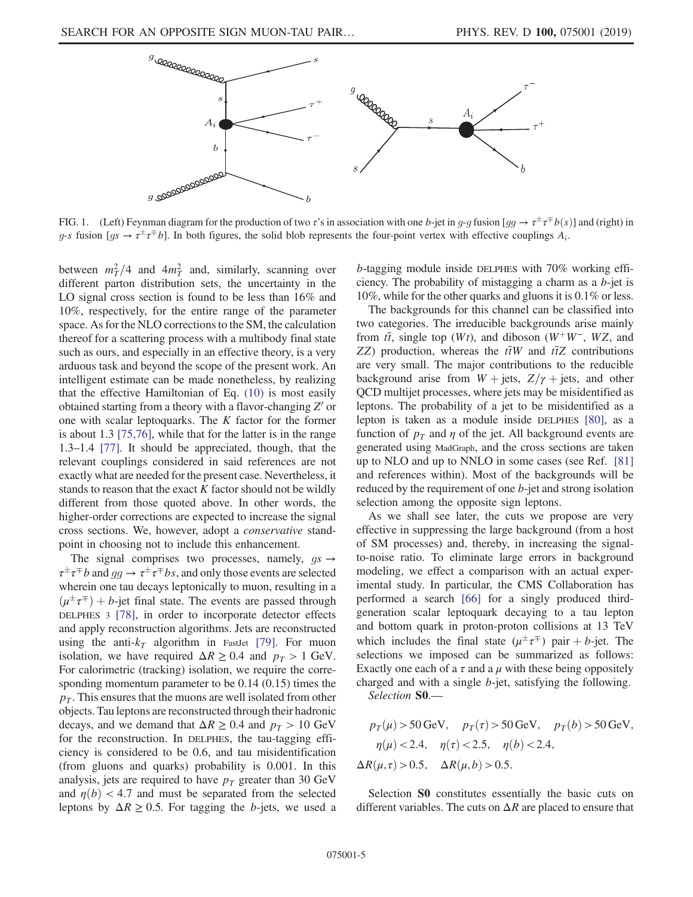FIG. 1. (Left) Feynman diagram for the production of two $\tau$'s in association with one $b$-jet in $g$-$g$ fusion [$gg \to \tau^\pm\tau^\mp b(s)$] and (right) in $g$-$s$ fusion [$gs \to \tau^\pm\tau^\mp b$]. In both figures, the solid blob represents the four-point vertex with effective couplings $A_i$.

between $m_T^2/4$ and $4m_T^2$ and, similarly, scanning over different parton distribution sets, the uncertainty in the LO signal cross section is found to be less than 16% and 10%, respectively, for the entire range of the parameter space. As for the NLO corrections to the SM, the calculation thereof for a scattering process with a multibody final state such as ours, and especially in an effective theory, is a very arduous task and beyond the scope of the present work. An intelligent estimate can be made nonetheless, by realizing that the effective Hamiltonian of Eq. (10) is most easily obtained starting from a theory with a flavor-changing $Z'$ or one with scalar leptoquarks. The $K$ factor for the former is about 1.3 [75,76], while that for the latter is in the range 1.3–1.4 [77]. It should be appreciated, though, that the relevant couplings considered in said references are not exactly what are needed for the present case. Nevertheless, it stands to reason that the exact $K$ factor should not be wildly different from those quoted above. In other words, the higher-order corrections are expected to increase the signal cross sections. We, however, adopt a *conservative* standpoint in choosing not to include this enhancement.

The signal comprises two processes, namely, $gs \to \tau^\pm\tau^\mp b$ and $gg \to \tau^\pm\tau^\mp bs$, and only those events are selected wherein one tau decays leptonically to muon, resulting in a $(\mu^\pm\tau^\mp) + b$-jet final state. The events are passed through DELPHES 3 [78], in order to incorporate detector effects and apply reconstruction algorithms. Jets are reconstructed using the anti-$k_T$ algorithm in FastJet [79]. For muon isolation, we have required $\Delta R \geq 0.4$ and $p_T > 1$ GeV. For calorimetric (tracking) isolation, we require the corresponding momentum parameter to be 0.14 (0.15) times the $p_T$. This ensures that the muons are well isolated from other objects. Tau leptons are reconstructed through their hadronic decays, and we demand that $\Delta R \geq 0.4$ and $p_T > 10$ GeV for the reconstruction. In DELPHES, the tau-tagging efficiency is considered to be 0.6, and tau misidentification (from gluons and quarks) probability is 0.001. In this analysis, jets are required to have $p_T$ greater than 30 GeV and $\eta(b) < 4.7$ and must be separated from the selected leptons by $\Delta R \geq 0.5$. For tagging the $b$-jets, we used a $b$-tagging module inside DELPHES with 70% working efficiency. The probability of mistagging a charm as a $b$-jet is 10%, while for the other quarks and gluons it is 0.1% or less.

The backgrounds for this channel can be classified into two categories. The irreducible backgrounds arise mainly from $t\bar{t}$, single top ($Wt$), and diboson ($W^+W^-$, $WZ$, and $ZZ$) production, whereas the $t\bar{t}W$ and $t\bar{t}Z$ contributions are very small. The major contributions to the reducible background arise from $W +$ jets, $Z/\gamma +$ jets, and other QCD multijet processes, where jets may be misidentified as leptons. The probability of a jet to be misidentified as a lepton is taken as a module inside DELPHES [80], as a function of $p_T$ and $\eta$ of the jet. All background events are generated using MadGraph, and the cross sections are taken up to NLO and up to NNLO in some cases (see Ref. [81] and references within). Most of the backgrounds will be reduced by the requirement of one $b$-jet and strong isolation selection among the opposite sign leptons.

As we shall see later, the cuts we propose are very effective in suppressing the large background (from a host of SM processes) and, thereby, in increasing the signal-to-noise ratio. To eliminate large errors in background modeling, we effect a comparison with an actual experimental study. In particular, the CMS Collaboration has performed a search [66] for a singly produced third-generation scalar leptoquark decaying to a tau lepton and bottom quark in proton-proton collisions at 13 TeV which includes the final state $(\mu^\pm\tau^\mp)$ pair $+$ $b$-jet. The selections we imposed can be summarized as follows: Exactly one each of a $\tau$ and a $\mu$ with these being oppositely charged and with a single $b$-jet, satisfying the following.

*Selection* **S0**.—

$$
\begin{aligned}
&p_T(\mu) > 50\,\text{GeV}, \quad p_T(\tau) > 50\,\text{GeV}, \quad p_T(b) > 50\,\text{GeV},\\
&\eta(\mu) < 2.4, \quad \eta(\tau) < 2.5, \quad \eta(b) < 2.4,\\
&\Delta R(\mu,\tau) > 0.5, \quad \Delta R(\mu,b) > 0.5.
\end{aligned}
$$

Selection **S0** constitutes essentially the basic cuts on different variables. The cuts on $\Delta R$ are placed to ensure that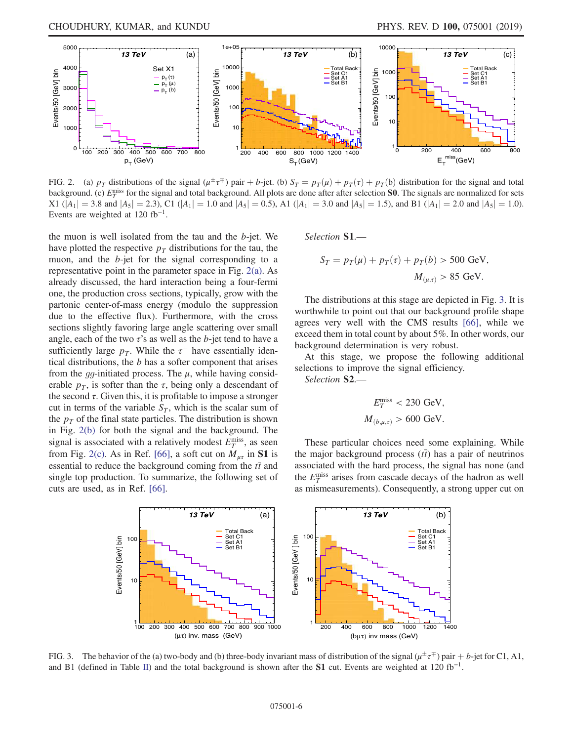FIG. 2. (a) $p_T$ distributions of the signal ($\mu^\pm\tau^\mp$) pair + $b$-jet. (b) $S_T = p_T(\mu) + p_T(\tau) + p_T(\mathrm{b})$ distribution for the signal and total background. (c) $E_T^{\mathrm{miss}}$ for the signal and total background. All plots are done after after selection **S0**. The signals are normalized for sets X1 ($|A_1| = 3.8$ and $|A_5| = 2.3$), C1 ($|A_1| = 1.0$ and $|A_5| = 0.5$), A1 ($|A_1| = 3.0$ and $|A_5| = 1.5$), and B1 ($|A_1| = 2.0$ and $|A_5| = 1.0$). Events are weighted at 120 fb$^{-1}$.

the muon is well isolated from the tau and the $b$-jet. We have plotted the respective $p_T$ distributions for the tau, the muon, and the $b$-jet for the signal corresponding to a representative point in the parameter space in Fig. 2(a). As already discussed, the hard interaction being a four-fermi one, the production cross sections, typically, grow with the partonic center-of-mass energy (modulo the suppression due to the effective flux). Furthermore, with the cross sections slightly favoring large angle scattering over small angle, each of the two $\tau$'s as well as the $b$-jet tend to have a sufficiently large $p_T$. While the $\tau^\pm$ have essentially identical distributions, the $b$ has a softer component that arises from the $gg$-initiated process. The $\mu$, while having considerable $p_T$, is softer than the $\tau$, being only a descendant of the second $\tau$. Given this, it is profitable to impose a stronger cut in terms of the variable $S_T$, which is the scalar sum of the $p_T$ of the final state particles. The distribution is shown in Fig. 2(b) for both the signal and the background. The signal is associated with a relatively modest $E_T^{\mathrm{miss}}$, as seen from Fig. 2(c). As in Ref. [66], a soft cut on $M_{\mu\tau}$ in **S1** is essential to reduce the background coming from the $t\bar{t}$ and single top production. To summarize, the following set of cuts are used, as in Ref. [66].

*Selection* **S1**.—

$$S_T = p_T(\mu) + p_T(\tau) + p_T(b) > 500 \text{ GeV},$$
$$M_{(\mu,\tau)} > 85 \text{ GeV}.$$

The distributions at this stage are depicted in Fig. 3. It is worthwhile to point out that our background profile shape agrees very well with the CMS results [66], while we exceed them in total count by about 5%. In other words, our background determination is very robust.

At this stage, we propose the following additional selections to improve the signal efficiency.

*Selection* **S2**.—

$$E_T^{\mathrm{miss}} < 230 \text{ GeV},$$
$$M_{(b,\mu,\tau)} > 600 \text{ GeV}.$$

These particular choices need some explaining. While the major background process ($t\bar{t}$) has a pair of neutrinos associated with the hard process, the signal has none (and the $E_T^{\mathrm{miss}}$ arises from cascade decays of the hadron as well as mismeasurements). Consequently, a strong upper cut on

FIG. 3. The behavior of the (a) two-body and (b) three-body invariant mass of distribution of the signal ($\mu^\pm\tau^\mp$) pair + $b$-jet for C1, A1, and B1 (defined in Table II) and the total background is shown after the **S1** cut. Events are weighted at 120 fb$^{-1}$.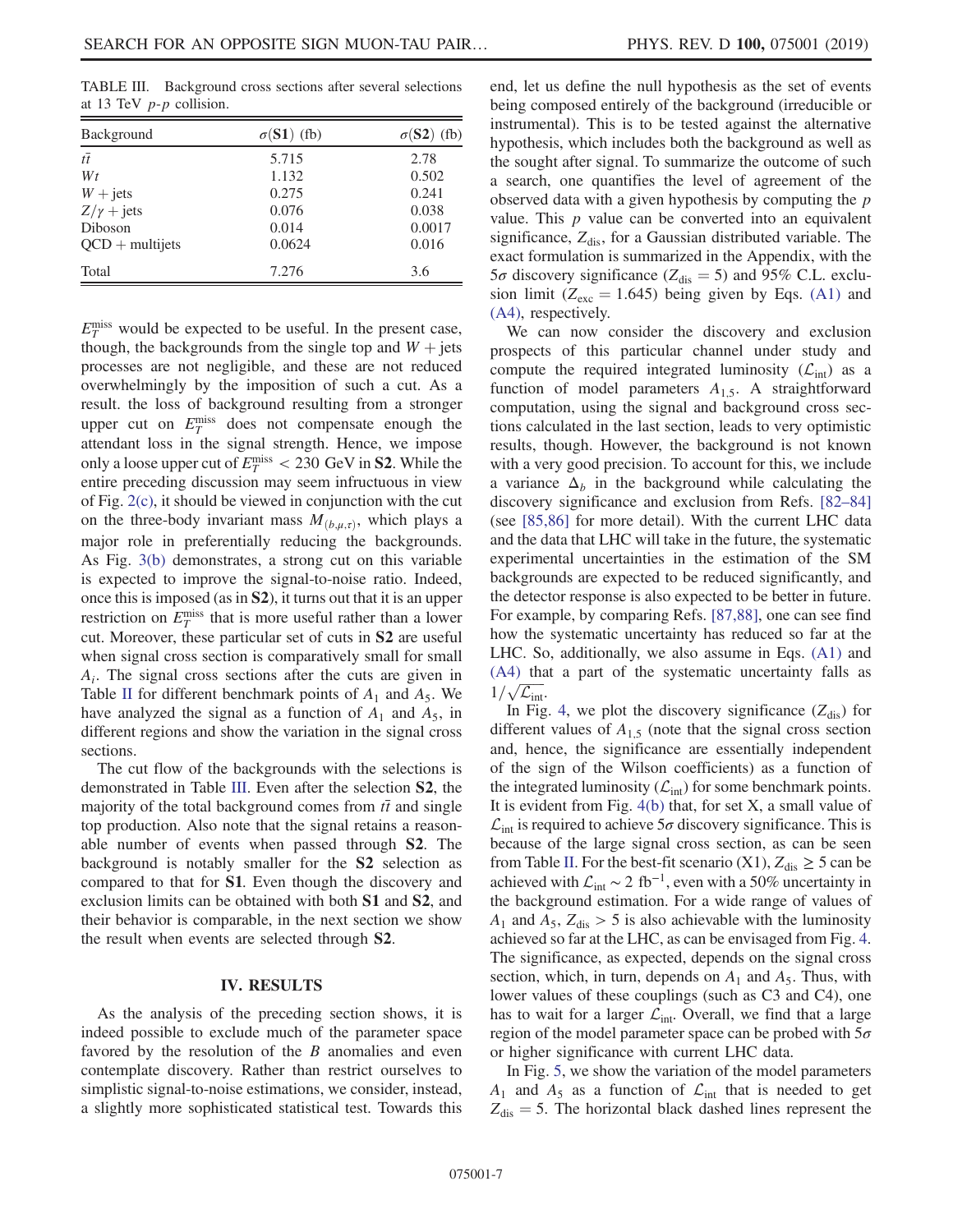TABLE III. Background cross sections after several selections at 13 TeV $p$-$p$ collision.

| Background | $\sigma(\mathbf{S1})$ (fb) | $\sigma(\mathbf{S2})$ (fb) |
|---|---|---|
| $t\bar{t}$ | 5.715 | 2.78 |
| $Wt$ | 1.132 | 0.502 |
| $W+$ jets | 0.275 | 0.241 |
| $Z/\gamma+$ jets | 0.076 | 0.038 |
| Diboson | 0.014 | 0.0017 |
| QCD + multijets | 0.0624 | 0.016 |
| Total | 7.276 | 3.6 |

$E_T^{\rm miss}$ would be expected to be useful. In the present case, though, the backgrounds from the single top and $W+$ jets processes are not negligible, and these are not reduced overwhelmingly by the imposition of such a cut. As a result. the loss of background resulting from a stronger upper cut on $E_T^{\rm miss}$ does not compensate enough the attendant loss in the signal strength. Hence, we impose only a loose upper cut of $E_T^{\rm miss} < 230$ GeV in **S2**. While the entire preceding discussion may seem infructuous in view of Fig. 2(c), it should be viewed in conjunction with the cut on the three-body invariant mass $M_{(b,\mu,\tau)}$, which plays a major role in preferentially reducing the backgrounds. As Fig. 3(b) demonstrates, a strong cut on this variable is expected to improve the signal-to-noise ratio. Indeed, once this is imposed (as in **S2**), it turns out that it is an upper restriction on $E_T^{\rm miss}$ that is more useful rather than a lower cut. Moreover, these particular set of cuts in **S2** are useful when signal cross section is comparatively small for small $A_i$. The signal cross sections after the cuts are given in Table II for different benchmark points of $A_1$ and $A_5$. We have analyzed the signal as a function of $A_1$ and $A_5$, in different regions and show the variation in the signal cross sections.

The cut flow of the backgrounds with the selections is demonstrated in Table III. Even after the selection **S2**, the majority of the total background comes from $t\bar{t}$ and single top production. Also note that the signal retains a reasonable number of events when passed through **S2**. The background is notably smaller for the **S2** selection as compared to that for **S1**. Even though the discovery and exclusion limits can be obtained with both **S1** and **S2**, and their behavior is comparable, in the next section we show the result when events are selected through **S2**.

## IV. RESULTS

As the analysis of the preceding section shows, it is indeed possible to exclude much of the parameter space favored by the resolution of the $B$ anomalies and even contemplate discovery. Rather than restrict ourselves to simplistic signal-to-noise estimations, we consider, instead, a slightly more sophisticated statistical test. Towards this end, let us define the null hypothesis as the set of events being composed entirely of the background (irreducible or instrumental). This is to be tested against the alternative hypothesis, which includes both the background as well as the sought after signal. To summarize the outcome of such a search, one quantifies the level of agreement of the observed data with a given hypothesis by computing the $p$ value. This $p$ value can be converted into an equivalent significance, $Z_{\rm dis}$, for a Gaussian distributed variable. The exact formulation is summarized in the Appendix, with the $5\sigma$ discovery significance ($Z_{\rm dis}=5$) and 95% C.L. exclusion limit ($Z_{\rm exc}=1.645$) being given by Eqs. (A1) and (A4), respectively.

We can now consider the discovery and exclusion prospects of this particular channel under study and compute the required integrated luminosity ($\mathcal{L}_{\rm int}$) as a function of model parameters $A_{1,5}$. A straightforward computation, using the signal and background cross sections calculated in the last section, leads to very optimistic results, though. However, the background is not known with a very good precision. To account for this, we include a variance $\Delta_b$ in the background while calculating the discovery significance and exclusion from Refs. [82–84] (see [85,86] for more detail). With the current LHC data and the data that LHC will take in the future, the systematic experimental uncertainties in the estimation of the SM backgrounds are expected to be reduced significantly, and the detector response is also expected to be better in future. For example, by comparing Refs. [87,88], one can see find how the systematic uncertainty has reduced so far at the LHC. So, additionally, we also assume in Eqs. (A1) and (A4) that a part of the systematic uncertainty falls as $1/\sqrt{\mathcal{L}_{\rm int}}$.

In Fig. 4, we plot the discovery significance ($Z_{\rm dis}$) for different values of $A_{1,5}$ (note that the signal cross section and, hence, the significance are essentially independent of the sign of the Wilson coefficients) as a function of the integrated luminosity ($\mathcal{L}_{\rm int}$) for some benchmark points. It is evident from Fig. 4(b) that, for set X, a small value of $\mathcal{L}_{\rm int}$ is required to achieve $5\sigma$ discovery significance. This is because of the large signal cross section, as can be seen from Table II. For the best-fit scenario (X1), $Z_{\rm dis} \geq 5$ can be achieved with $\mathcal{L}_{\rm int} \sim 2$ fb$^{-1}$, even with a 50% uncertainty in the background estimation. For a wide range of values of $A_1$ and $A_5$, $Z_{\rm dis} > 5$ is also achievable with the luminosity achieved so far at the LHC, as can be envisaged from Fig. 4. The significance, as expected, depends on the signal cross section, which, in turn, depends on $A_1$ and $A_5$. Thus, with lower values of these couplings (such as C3 and C4), one has to wait for a larger $\mathcal{L}_{\rm int}$. Overall, we find that a large region of the model parameter space can be probed with $5\sigma$ or higher significance with current LHC data.

In Fig. 5, we show the variation of the model parameters $A_1$ and $A_5$ as a function of $\mathcal{L}_{\rm int}$ that is needed to get $Z_{\rm dis}=5$. The horizontal black dashed lines represent the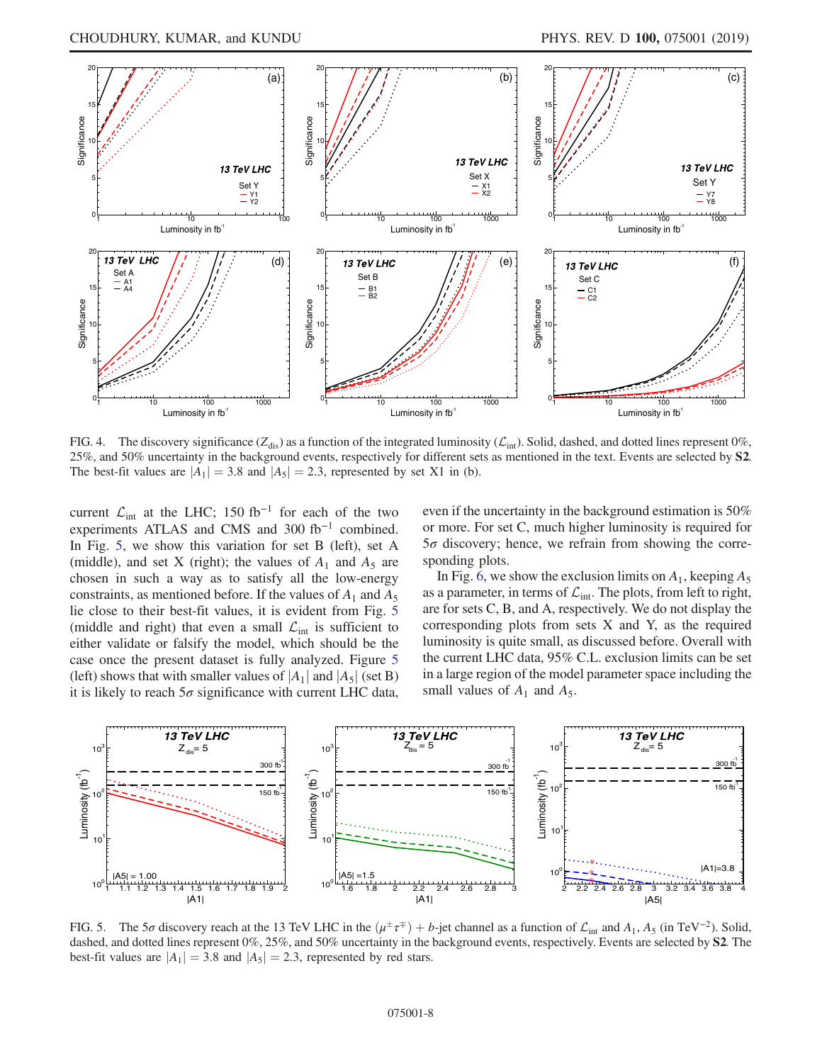FIG. 4. The discovery significance ($Z_{dis}$) as a function of the integrated luminosity ($\mathcal{L}_{int}$). Solid, dashed, and dotted lines represent 0%, 25%, and 50% uncertainty in the background events, respectively for different sets as mentioned in the text. Events are selected by **S2**. The best-fit values are $|A_1| = 3.8$ and $|A_5| = 2.3$, represented by set X1 in (b).

current $\mathcal{L}_{int}$ at the LHC; 150 fb$^{-1}$ for each of the two experiments ATLAS and CMS and 300 fb$^{-1}$ combined. In Fig. 5, we show this variation for set B (left), set A (middle), and set X (right); the values of $A_1$ and $A_5$ are chosen in such a way as to satisfy all the low-energy constraints, as mentioned before. If the values of $A_1$ and $A_5$ lie close to their best-fit values, it is evident from Fig. 5 (middle and right) that even a small $\mathcal{L}_{int}$ is sufficient to either validate or falsify the model, which should be the case once the present dataset is fully analyzed. Figure 5 (left) shows that with smaller values of $|A_1|$ and $|A_5|$ (set B) it is likely to reach $5\sigma$ significance with current LHC data, even if the uncertainty in the background estimation is 50% or more. For set C, much higher luminosity is required for $5\sigma$ discovery; hence, we refrain from showing the corresponding plots.

In Fig. 6, we show the exclusion limits on $A_1$, keeping $A_5$ as a parameter, in terms of $\mathcal{L}_{int}$. The plots, from left to right, are for sets C, B, and A, respectively. We do not display the corresponding plots from sets X and Y, as the required luminosity is quite small, as discussed before. Overall with the current LHC data, 95% C.L. exclusion limits can be set in a large region of the model parameter space including the small values of $A_1$ and $A_5$.

FIG. 5. The $5\sigma$ discovery reach at the 13 TeV LHC in the $(\mu^{\pm}\tau^{\mp}) + b$-jet channel as a function of $\mathcal{L}_{int}$ and $A_1$, $A_5$ (in TeV$^{-2}$). Solid, dashed, and dotted lines represent 0%, 25%, and 50% uncertainty in the background events, respectively. Events are selected by **S2**. The best-fit values are $|A_1| = 3.8$ and $|A_5| = 2.3$, represented by red stars.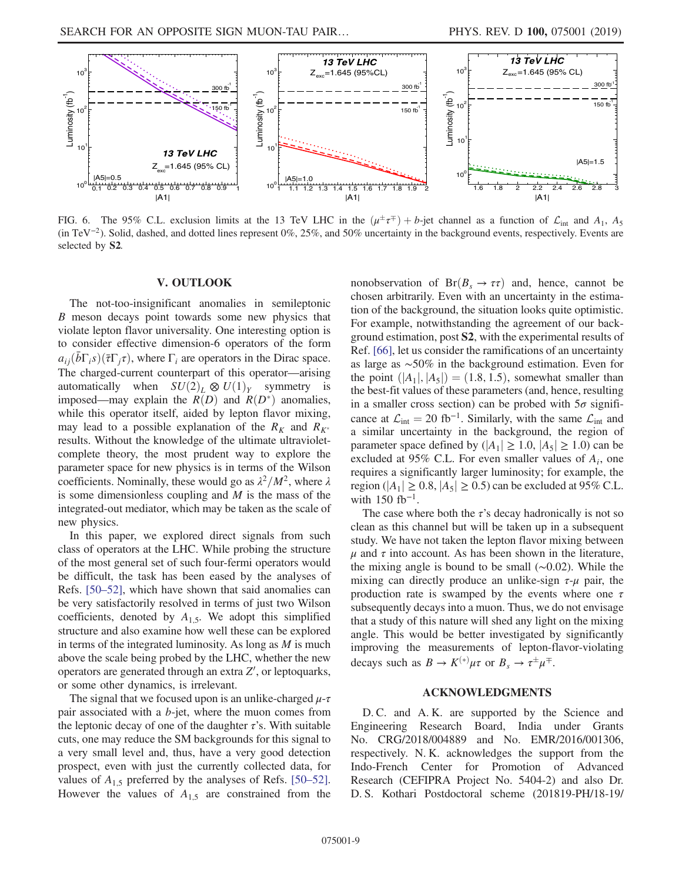FIG. 6. The 95% C.L. exclusion limits at the 13 TeV LHC in the $(\mu^\pm\tau^\mp) + b$-jet channel as a function of $\mathcal{L}_{\rm int}$ and $A_1$, $A_5$ (in TeV$^{-2}$). Solid, dashed, and dotted lines represent 0%, 25%, and 50% uncertainty in the background events, respectively. Events are selected by **S2**.

## V. OUTLOOK

The not-too-insignificant anomalies in semileptonic $B$ meson decays point towards some new physics that violate lepton flavor universality. One interesting option is to consider effective dimension-6 operators of the form $a_{ij}(\bar{b}\Gamma_i s)(\bar{\tau}\Gamma_j\tau)$, where $\Gamma_i$ are operators in the Dirac space. The charged-current counterpart of this operator—arising automatically when $SU(2)_L \otimes U(1)_Y$ symmetry is imposed—may explain the $R(D)$ and $R(D^*)$ anomalies, while this operator itself, aided by lepton flavor mixing, may lead to a possible explanation of the $R_K$ and $R_{K^*}$ results. Without the knowledge of the ultimate ultraviolet-complete theory, the most prudent way to explore the parameter space for new physics is in terms of the Wilson coefficients. Nominally, these would go as $\lambda^2/M^2$, where $\lambda$ is some dimensionless coupling and $M$ is the mass of the integrated-out mediator, which may be taken as the scale of new physics.

In this paper, we explored direct signals from such class of operators at the LHC. While probing the structure of the most general set of such four-fermi operators would be difficult, the task has been eased by the analyses of Refs. [50–52], which have shown that said anomalies can be very satisfactorily resolved in terms of just two Wilson coefficients, denoted by $A_{1,5}$. We adopt this simplified structure and also examine how well these can be explored in terms of the integrated luminosity. As long as $M$ is much above the scale being probed by the LHC, whether the new operators are generated through an extra $Z'$, or leptoquarks, or some other dynamics, is irrelevant.

The signal that we focused upon is an unlike-charged $\mu$-$\tau$ pair associated with a $b$-jet, where the muon comes from the leptonic decay of one of the daughter $\tau$'s. With suitable cuts, one may reduce the SM backgrounds for this signal to a very small level and, thus, have a very good detection prospect, even with just the currently collected data, for values of $A_{1,5}$ preferred by the analyses of Refs. [50–52]. However the values of $A_{1,5}$ are constrained from the nonobservation of $\mathrm{Br}(B_s \to \tau\tau)$ and, hence, cannot be chosen arbitrarily. Even with an uncertainty in the estimation of the background, the situation looks quite optimistic. For example, notwithstanding the agreement of our background estimation, post **S2**, with the experimental results of Ref. [66], let us consider the ramifications of an uncertainty as large as $\sim$50% in the background estimation. Even for the point $(|A_1|, |A_5|) = (1.8, 1.5)$, somewhat smaller than the best-fit values of these parameters (and, hence, resulting in a smaller cross section) can be probed with $5\sigma$ significance at $\mathcal{L}_{\rm int} = 20$ fb$^{-1}$. Similarly, with the same $\mathcal{L}_{\rm int}$ and a similar uncertainty in the background, the region of parameter space defined by $(|A_1| \geq 1.0, |A_5| \geq 1.0)$ can be excluded at 95% C.L. For even smaller values of $A_i$, one requires a significantly larger luminosity; for example, the region $(|A_1| \geq 0.8, |A_5| \geq 0.5)$ can be excluded at 95% C.L. with 150 fb$^{-1}$.

The case where both the $\tau$'s decay hadronically is not so clean as this channel but will be taken up in a subsequent study. We have not taken the lepton flavor mixing between $\mu$ and $\tau$ into account. As has been shown in the literature, the mixing angle is bound to be small ($\sim$0.02). While the mixing can directly produce an unlike-sign $\tau$-$\mu$ pair, the production rate is swamped by the events where one $\tau$ subsequently decays into a muon. Thus, we do not envisage that a study of this nature will shed any light on the mixing angle. This would be better investigated by significantly improving the measurements of lepton-flavor-violating decays such as $B \to K^{(*)}\mu\tau$ or $B_s \to \tau^\pm\mu^\mp$.

## ACKNOWLEDGMENTS

D. C. and A. K. are supported by the Science and Engineering Research Board, India under Grants No. CRG/2018/004889 and No. EMR/2016/001306, respectively. N. K. acknowledges the support from the Indo-French Center for Promotion of Advanced Research (CEFIPRA Project No. 5404-2) and also Dr. D. S. Kothari Postdoctoral scheme (201819-PH/18-19/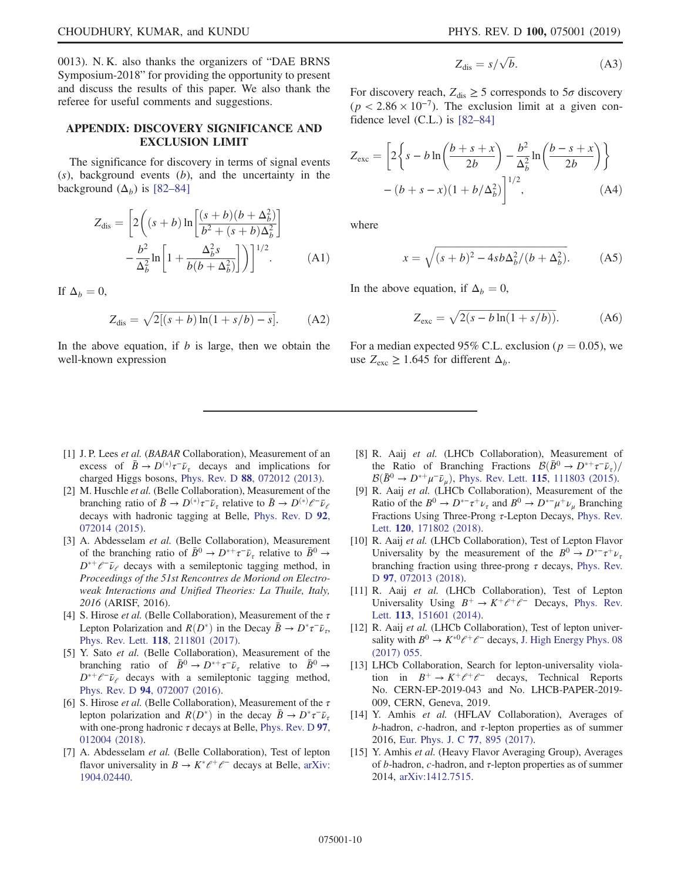0013). N. K. also thanks the organizers of "DAE BRNS Symposium-2018" for providing the opportunity to present and discuss the results of this paper. We also thank the referee for useful comments and suggestions.

## APPENDIX: DISCOVERY SIGNIFICANCE AND EXCLUSION LIMIT

The significance for discovery in terms of signal events ($s$), background events ($b$), and the uncertainty in the background ($\Delta_b$) is [82–84]

$$Z_{\rm dis} = \left[2\left((s+b)\ln\left[\frac{(s+b)(b+\Delta_b^2)}{b^2+(s+b)\Delta_b^2}\right] - \frac{b^2}{\Delta_b^2}\ln\left[1+\frac{\Delta_b^2 s}{b(b+\Delta_b^2)}\right]\right)\right]^{1/2}. \tag{A1}$$

If $\Delta_b = 0$,

$$Z_{\rm dis} = \sqrt{2[(s+b)\ln(1+s/b)-s]}. \tag{A2}$$

In the above equation, if $b$ is large, then we obtain the well-known expression

$$Z_{\rm dis} = s/\sqrt{b}. \tag{A3}$$

For discovery reach, $Z_{\rm dis} \geq 5$ corresponds to $5\sigma$ discovery ($p < 2.86 \times 10^{-7}$). The exclusion limit at a given confidence level (C.L.) is [82–84]

$$Z_{\rm exc} = \left[2\left\{s - b\ln\left(\frac{b+s+x}{2b}\right) - \frac{b^2}{\Delta_b^2}\ln\left(\frac{b-s+x}{2b}\right)\right\} - (b+s-x)(1+b/\Delta_b^2)\right]^{1/2}, \tag{A4}$$

where

$$x = \sqrt{(s+b)^2 - 4sb\Delta_b^2/(b+\Delta_b^2)}. \tag{A5}$$

In the above equation, if $\Delta_b = 0$,

$$Z_{\rm exc} = \sqrt{2(s - b\ln(1+s/b))}. \tag{A6}$$

For a median expected 95% C.L. exclusion ($p = 0.05$), we use $Z_{\rm exc} \geq 1.645$ for different $\Delta_b$.

---

[1] J. P. Lees *et al.* (*BABAR* Collaboration), Measurement of an excess of $\bar{B} \to D^{(*)}\tau^-\bar{\nu}_\tau$ decays and implications for charged Higgs bosons, Phys. Rev. D **88**, 072012 (2013).

[2] M. Huschle *et al.* (Belle Collaboration), Measurement of the branching ratio of $\bar{B} \to D^{(*)}\tau^-\bar{\nu}_\tau$ relative to $\bar{B} \to D^{(*)}\ell^-\bar{\nu}_\ell$ decays with hadronic tagging at Belle, Phys. Rev. D **92**, 072014 (2015).

[3] A. Abdesselam *et al.* (Belle Collaboration), Measurement of the branching ratio of $\bar{B}^0 \to D^{*+}\tau^-\bar{\nu}_\tau$ relative to $\bar{B}^0 \to D^{*+}\ell^-\bar{\nu}_\ell$ decays with a semileptonic tagging method, in *Proceedings of the 51st Rencontres de Moriond on Electroweak Interactions and Unified Theories: La Thuile, Italy, 2016* (ARISF, 2016).

[4] S. Hirose *et al.* (Belle Collaboration), Measurement of the $\tau$ Lepton Polarization and $R(D^*)$ in the Decay $\bar{B} \to D^*\tau^-\bar{\nu}_\tau$, Phys. Rev. Lett. **118**, 211801 (2017).

[5] Y. Sato *et al.* (Belle Collaboration), Measurement of the branching ratio of $\bar{B}^0 \to D^{*+}\tau^-\bar{\nu}_\tau$ relative to $\bar{B}^0 \to D^{*+}\ell^-\bar{\nu}_\ell$ decays with a semileptonic tagging method, Phys. Rev. D **94**, 072007 (2016).

[6] S. Hirose *et al.* (Belle Collaboration), Measurement of the $\tau$ lepton polarization and $R(D^*)$ in the decay $\bar{B} \to D^*\tau^-\bar{\nu}_\tau$ with one-prong hadronic $\tau$ decays at Belle, Phys. Rev. D **97**, 012004 (2018).

[7] A. Abdesselam *et al.* (Belle Collaboration), Test of lepton flavor universality in $B \to K^*\ell^+\ell^-$ decays at Belle, arXiv: 1904.02440.

[8] R. Aaij *et al.* (LHCb Collaboration), Measurement of the Ratio of Branching Fractions $\mathcal{B}(\bar{B}^0 \to D^{*+}\tau^-\bar{\nu}_\tau)/\mathcal{B}(\bar{B}^0 \to D^{*+}\mu^-\bar{\nu}_\mu)$, Phys. Rev. Lett. **115**, 111803 (2015).

[9] R. Aaij *et al.* (LHCb Collaboration), Measurement of the Ratio of the $B^0 \to D^{*-}\tau^+\nu_\tau$ and $B^0 \to D^{*-}\mu^+\nu_\mu$ Branching Fractions Using Three-Prong $\tau$-Lepton Decays, Phys. Rev. Lett. **120**, 171802 (2018).

[10] R. Aaij *et al.* (LHCb Collaboration), Test of Lepton Flavor Universality by the measurement of the $B^0 \to D^{*-}\tau^+\nu_\tau$ branching fraction using three-prong $\tau$ decays, Phys. Rev. D **97**, 072013 (2018).

[11] R. Aaij *et al.* (LHCb Collaboration), Test of Lepton Universality Using $B^+ \to K^+\ell^+\ell^-$ Decays, Phys. Rev. Lett. **113**, 151601 (2014).

[12] R. Aaij *et al.* (LHCb Collaboration), Test of lepton universality with $B^0 \to K^{*0}\ell^+\ell^-$ decays, J. High Energy Phys. 08 (2017) 055.

[13] LHCb Collaboration, Search for lepton-universality violation in $B^+ \to K^+\ell^+\ell^-$ decays, Technical Reports No. CERN-EP-2019-043 and No. LHCB-PAPER-2019-009, CERN, Geneva, 2019.

[14] Y. Amhis *et al.* (HFLAV Collaboration), Averages of $b$-hadron, $c$-hadron, and $\tau$-lepton properties as of summer 2016, Eur. Phys. J. C **77**, 895 (2017).

[15] Y. Amhis *et al.* (Heavy Flavor Averaging Group), Averages of $b$-hadron, $c$-hadron, and $\tau$-lepton properties as of summer 2014, arXiv:1412.7515.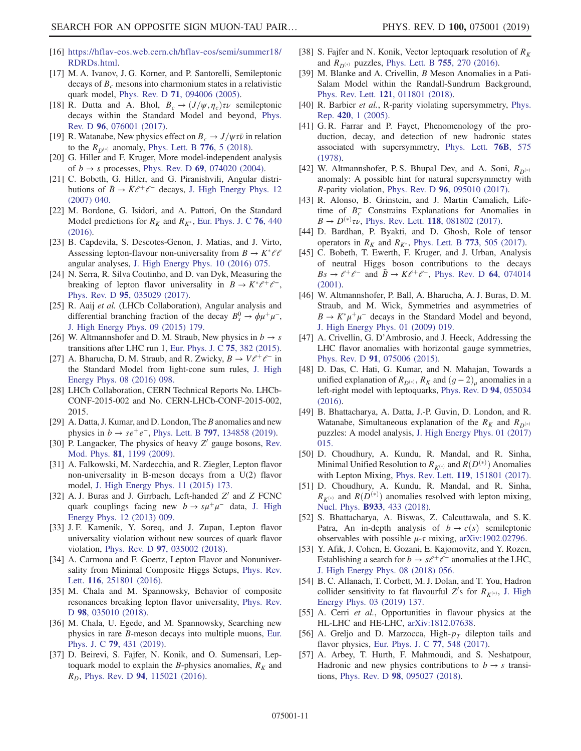[16] https://hflav-eos.web.cern.ch/hflav-eos/semi/summer18/RDRDs.html.

[17] M. A. Ivanov, J. G. Korner, and P. Santorelli, Semileptonic decays of $B_c$ mesons into charmonium states in a relativistic quark model, Phys. Rev. D **71**, 094006 (2005).

[18] R. Dutta and A. Bhol, $B_c \to (J/\psi, \eta_c)\tau\nu$ semileptonic decays within the Standard Model and beyond, Phys. Rev. D **96**, 076001 (2017).

[19] R. Watanabe, New physics effect on $B_c \to J/\psi\tau\bar{\nu}$ in relation to the $R_{D^{(*)}}$ anomaly, Phys. Lett. B **776**, 5 (2018).

[20] G. Hiller and F. Kruger, More model-independent analysis of $b \to s$ processes, Phys. Rev. D **69**, 074020 (2004).

[21] C. Bobeth, G. Hiller, and G. Piranishvili, Angular distributions of $\bar{B} \to \bar{K}\ell^+\ell^-$ decays, J. High Energy Phys. 12 (2007) 040.

[22] M. Bordone, G. Isidori, and A. Pattori, On the Standard Model predictions for $R_K$ and $R_{K^*}$, Eur. Phys. J. C **76**, 440 (2016).

[23] B. Capdevila, S. Descotes-Genon, J. Matias, and J. Virto, Assessing lepton-flavour non-universality from $B \to K^*\ell\ell$ angular analyses, J. High Energy Phys. 10 (2016) 075.

[24] N. Serra, R. Silva Coutinho, and D. van Dyk, Measuring the breaking of lepton flavor universality in $B \to K^*\ell^+\ell^-$, Phys. Rev. D **95**, 035029 (2017).

[25] R. Aaij *et al.* (LHCb Collaboration), Angular analysis and differential branching fraction of the decay $B_s^0 \to \phi\mu^+\mu^-$, J. High Energy Phys. 09 (2015) 179.

[26] W. Altmannshofer and D. M. Straub, New physics in $b \to s$ transitions after LHC run 1, Eur. Phys. J. C **75**, 382 (2015).

[27] A. Bharucha, D. M. Straub, and R. Zwicky, $B \to V\ell^+\ell^-$ in the Standard Model from light-cone sum rules, J. High Energy Phys. 08 (2016) 098.

[28] LHCb Collaboration, CERN Technical Reports No. LHCb-CONF-2015-002 and No. CERN-LHCb-CONF-2015-002, 2015.

[29] A. Datta, J. Kumar, and D. London, The $B$ anomalies and new physics in $b \to se^+e^-$, Phys. Lett. B **797**, 134858 (2019).

[30] P. Langacker, The physics of heavy $Z'$ gauge bosons, Rev. Mod. Phys. **81**, 1199 (2009).

[31] A. Falkowski, M. Nardecchia, and R. Ziegler, Lepton flavor non-universality in B-meson decays from a U(2) flavor model, J. High Energy Phys. 11 (2015) 173.

[32] A. J. Buras and J. Girrbach, Left-handed $Z'$ and $Z$ FCNC quark couplings facing new $b \to s\mu^+\mu^-$ data, J. High Energy Phys. 12 (2013) 009.

[33] J. F. Kamenik, Y. Soreq, and J. Zupan, Lepton flavor universality violation without new sources of quark flavor violation, Phys. Rev. D **97**, 035002 (2018).

[34] A. Carmona and F. Goertz, Lepton Flavor and Nonuniversality from Minimal Composite Higgs Setups, Phys. Rev. Lett. **116**, 251801 (2016).

[35] M. Chala and M. Spannowsky, Behavior of composite resonances breaking lepton flavor universality, Phys. Rev. D **98**, 035010 (2018).

[36] M. Chala, U. Egede, and M. Spannowsky, Searching new physics in rare $B$-meson decays into multiple muons, Eur. Phys. J. C **79**, 431 (2019).

[37] D. Beirevi, S. Fajfer, N. Konik, and O. Sumensari, Leptoquark model to explain the B-physics anomalies, $R_K$ and $R_D$, Phys. Rev. D **94**, 115021 (2016).

[38] S. Fajfer and N. Konik, Vector leptoquark resolution of $R_K$ and $R_{D^{(*)}}$ puzzles, Phys. Lett. B **755**, 270 (2016).

[39] M. Blanke and A. Crivellin, $B$ Meson Anomalies in a Pati-Salam Model within the Randall-Sundrum Background, Phys. Rev. Lett. **121**, 011801 (2018).

[40] R. Barbier *et al.*, R-parity violating supersymmetry, Phys. Rep. **420**, 1 (2005).

[41] G. R. Farrar and P. Fayet, Phenomenology of the production, decay, and detection of new hadronic states associated with supersymmetry, Phys. Lett. **76B**, 575 (1978).

[42] W. Altmannshofer, P. S. Bhupal Dev, and A. Soni, $R_{D^{(*)}}$ anomaly: A possible hint for natural supersymmetry with $R$-parity violation, Phys. Rev. D **96**, 095010 (2017).

[43] R. Alonso, B. Grinstein, and J. Martin Camalich, Lifetime of $B_c^-$ Constrains Explanations for Anomalies in $B \to D^{(*)}\tau\nu$, Phys. Rev. Lett. **118**, 081802 (2017).

[44] D. Bardhan, P. Byakti, and D. Ghosh, Role of tensor operators in $R_K$ and $R_{K^*}$, Phys. Lett. B **773**, 505 (2017).

[45] C. Bobeth, T. Ewerth, F. Kruger, and J. Urban, Analysis of neutral Higgs boson contributions to the decays $Bs \to \ell^+\ell^-$ and $\bar{B} \to K\ell^+\ell^-$, Phys. Rev. D **64**, 074014 (2001).

[46] W. Altmannshofer, P. Ball, A. Bharucha, A. J. Buras, D. M. Straub, and M. Wick, Symmetries and asymmetries of $B \to K^*\mu^+\mu^-$ decays in the Standard Model and beyond, J. High Energy Phys. 01 (2009) 019.

[47] A. Crivellin, G. D'Ambrosio, and J. Heeck, Addressing the LHC flavor anomalies with horizontal gauge symmetries, Phys. Rev. D **91**, 075006 (2015).

[48] D. Das, C. Hati, G. Kumar, and N. Mahajan, Towards a unified explanation of $R_{D^{(*)}}$, $R_K$ and $(g-2)_\mu$ anomalies in a left-right model with leptoquarks, Phys. Rev. D **94**, 055034 (2016).

[49] B. Bhattacharya, A. Datta, J.-P. Guvin, D. London, and R. Watanabe, Simultaneous explanation of the $R_K$ and $R_{D^{(*)}}$ puzzles: A model analysis, J. High Energy Phys. 01 (2017) 015.

[50] D. Choudhury, A. Kundu, R. Mandal, and R. Sinha, Minimal Unified Resolution to $R_{K^{(*)}}$ and $R(D^{(*)})$ Anomalies with Lepton Mixing, Phys. Rev. Lett. **119**, 151801 (2017).

[51] D. Choudhury, A. Kundu, R. Mandal, and R. Sinha, $R_{K^{(*)}}$ and $R(D^{(*)})$ anomalies resolved with lepton mixing, Nucl. Phys. **B933**, 433 (2018).

[52] S. Bhattacharya, A. Biswas, Z. Calcuttawala, and S. K. Patra, An in-depth analysis of $b \to c(s)$ semileptonic observables with possible $\mu$-$\tau$ mixing, arXiv:1902.02796.

[53] Y. Afik, J. Cohen, E. Gozani, E. Kajomovitz, and Y. Rozen, Establishing a search for $b \to s\ell^+\ell^-$ anomalies at the LHC, J. High Energy Phys. 08 (2018) 056.

[54] B. C. Allanach, T. Corbett, M. J. Dolan, and T. You, Hadron collider sensitivity to fat flavourful $Z'$s for $R_{K^{(*)}}$, J. High Energy Phys. 03 (2019) 137.

[55] A. Cerri *et al.*, Opportunities in flavour physics at the HL-LHC and HE-LHC, arXiv:1812.07638.

[56] A. Greljo and D. Marzocca, High-$p_T$ dilepton tails and flavor physics, Eur. Phys. J. C **77**, 548 (2017).

[57] A. Arbey, T. Hurth, F. Mahmoudi, and S. Neshatpour, Hadronic and new physics contributions to $b \to s$ transitions, Phys. Rev. D **98**, 095027 (2018).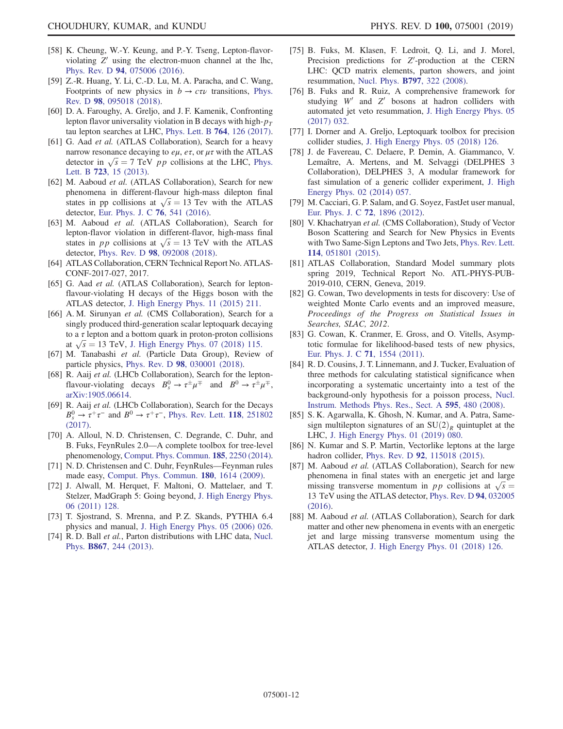[58] K. Cheung, W.-Y. Keung, and P.-Y. Tseng, Lepton-flavor-violating $Z'$ using the electron-muon channel at the lhc, Phys. Rev. D **94**, 075006 (2016).

[59] Z.-R. Huang, Y. Li, C.-D. Lu, M. A. Paracha, and C. Wang, Footprints of new physics in $b \to c\tau\nu$ transitions, Phys. Rev. D **98**, 095018 (2018).

[60] D. A. Faroughy, A. Greljo, and J. F. Kamenik, Confronting lepton flavor universality violation in B decays with high-$p_T$ tau lepton searches at LHC, Phys. Lett. B **764**, 126 (2017).

[61] G. Aad *et al.* (ATLAS Collaboration), Search for a heavy narrow resonance decaying to $e\mu$, $e\tau$, or $\mu\tau$ with the ATLAS detector in $\sqrt{s} = 7$ TeV $pp$ collisions at the LHC, Phys. Lett. B **723**, 15 (2013).

[62] M. Aaboud *et al.* (ATLAS Collaboration), Search for new phenomena in different-flavour high-mass dilepton final states in pp collisions at $\sqrt{s} = 13$ Tev with the ATLAS detector, Eur. Phys. J. C **76**, 541 (2016).

[63] M. Aaboud *et al.* (ATLAS Collaboration), Search for lepton-flavor violation in different-flavor, high-mass final states in $pp$ collisions at $\sqrt{s} = 13$ TeV with the ATLAS detector, Phys. Rev. D **98**, 092008 (2018).

[64] ATLAS Collaboration, CERN Technical Report No. ATLAS-CONF-2017-027, 2017.

[65] G. Aad *et al.* (ATLAS Collaboration), Search for lepton-flavour-violating H decays of the Higgs boson with the ATLAS detector, J. High Energy Phys. 11 (2015) 211.

[66] A. M. Sirunyan *et al.* (CMS Collaboration), Search for a singly produced third-generation scalar leptoquark decaying to a $\tau$ lepton and a bottom quark in proton-proton collisions at $\sqrt{s} = 13$ TeV, J. High Energy Phys. 07 (2018) 115.

[67] M. Tanabashi *et al.* (Particle Data Group), Review of particle physics, Phys. Rev. D **98**, 030001 (2018).

[68] R. Aaij *et al.* (LHCb Collaboration), Search for the lepton-flavour-violating decays $B_s^0 \to \tau^\pm\mu^\mp$ and $B^0 \to \tau^\pm\mu^\mp$, arXiv:1905.06614.

[69] R. Aaij *et al.* (LHCb Collaboration), Search for the Decays $B_s^0 \to \tau^+\tau^-$ and $B^0 \to \tau^+\tau^-$, Phys. Rev. Lett. **118**, 251802 (2017).

[70] A. Alloul, N. D. Christensen, C. Degrande, C. Duhr, and B. Fuks, FeynRules 2.0—A complete toolbox for tree-level phenomenology, Comput. Phys. Commun. **185**, 2250 (2014).

[71] N. D. Christensen and C. Duhr, FeynRules—Feynman rules made easy, Comput. Phys. Commun. **180**, 1614 (2009).

[72] J. Alwall, M. Herquet, F. Maltoni, O. Mattelaer, and T. Stelzer, MadGraph 5: Going beyond, J. High Energy Phys. 06 (2011) 128.

[73] T. Sjostrand, S. Mrenna, and P. Z. Skands, PYTHIA 6.4 physics and manual, J. High Energy Phys. 05 (2006) 026.

[74] R. D. Ball *et al.*, Parton distributions with LHC data, Nucl. Phys. **B867**, 244 (2013).

[75] B. Fuks, M. Klasen, F. Ledroit, Q. Li, and J. Morel, Precision predictions for $Z'$-production at the CERN LHC: QCD matrix elements, parton showers, and joint resummation, Nucl. Phys. **B797**, 322 (2008).

[76] B. Fuks and R. Ruiz, A comprehensive framework for studying $W'$ and $Z'$ bosons at hadron colliders with automated jet veto resummation, J. High Energy Phys. 05 (2017) 032.

[77] I. Dorner and A. Greljo, Leptoquark toolbox for precision collider studies, J. High Energy Phys. 05 (2018) 126.

[78] J. de Favereau, C. Delaere, P. Demin, A. Giammanco, V. Lemaître, A. Mertens, and M. Selvaggi (DELPHES 3 Collaboration), DELPHES 3, A modular framework for fast simulation of a generic collider experiment, J. High Energy Phys. 02 (2014) 057.

[79] M. Cacciari, G. P. Salam, and G. Soyez, FastJet user manual, Eur. Phys. J. C **72**, 1896 (2012).

[80] V. Khachatryan *et al.* (CMS Collaboration), Study of Vector Boson Scattering and Search for New Physics in Events with Two Same-Sign Leptons and Two Jets, Phys. Rev. Lett. **114**, 051801 (2015).

[81] ATLAS Collaboration, Standard Model summary plots spring 2019, Technical Report No. ATL-PHYS-PUB-2019-010, CERN, Geneva, 2019.

[82] G. Cowan, Two developments in tests for discovery: Use of weighted Monte Carlo events and an improved measure, *Proceedings of the Progress on Statistical Issues in Searches, SLAC, 2012*.

[83] G. Cowan, K. Cranmer, E. Gross, and O. Vitells, Asymptotic formulae for likelihood-based tests of new physics, Eur. Phys. J. C **71**, 1554 (2011).

[84] R. D. Cousins, J. T. Linnemann, and J. Tucker, Evaluation of three methods for calculating statistical significance when incorporating a systematic uncertainty into a test of the background-only hypothesis for a poisson process, Nucl. Instrum. Methods Phys. Res., Sect. A **595**, 480 (2008).

[85] S. K. Agarwalla, K. Ghosh, N. Kumar, and A. Patra, Same-sign multilepton signatures of an $SU(2)_R$ quintuplet at the LHC, J. High Energy Phys. 01 (2019) 080.

[86] N. Kumar and S. P. Martin, Vectorlike leptons at the large hadron collider, Phys. Rev. D **92**, 115018 (2015).

[87] M. Aaboud *et al.* (ATLAS Collaboration), Search for new phenomena in final states with an energetic jet and large missing transverse momentum in $pp$ collisions at $\sqrt{s} = 13$ TeV using the ATLAS detector, Phys. Rev. D **94**, 032005 (2016).

[88] M. Aaboud *et al.* (ATLAS Collaboration), Search for dark matter and other new phenomena in events with an energetic jet and large missing transverse momentum using the ATLAS detector, J. High Energy Phys. 01 (2018) 126.